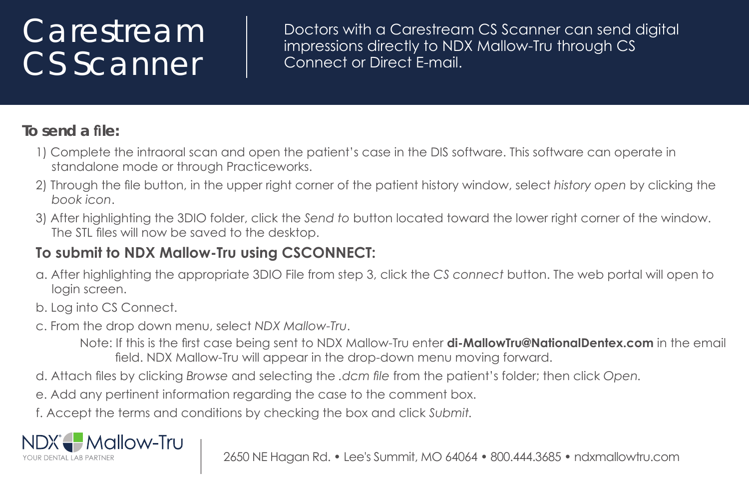# Carestream CS Scanner

Doctors with a Carestream CS Scanner can send digital impressions directly to NDX Mallow-Tru through CS Connect or Direct E-mail.

**To send a file:**

1) Complete the intraoral scan and open the patient's case in the DIS software. This software can operate in standalone mode or through Practiceworks.
2) Through the file button, in the upper right corner of the patient history window, select *history open* by clicking the *book icon*.
3) After highlighting the 3DIO folder, click the *Send to* button located toward the lower right corner of the window. The STL files will now be saved to the desktop.

**To submit to NDX Mallow-Tru using CSCONNECT:**

a. After highlighting the appropriate 3DIO File from step 3, click the *CS connect* button. The web portal will open to login screen.

b. Log into CS Connect.

c. From the drop down menu, select *NDX Mallow-Tru*.

Note: If this is the first case being sent to NDX Mallow-Tru enter **di-MallowTru@NationalDentex.com** in the email field. NDX Mallow-Tru will appear in the drop-down menu moving forward.

d. Attach files by clicking *Browse* and selecting the *.dcm file* from the patient's folder; then click *Open.*

e. Add any pertinent information regarding the case to the comment box.

f. Accept the terms and conditions by checking the box and click *Submit.*

NDX® Mallow-Tru
YOUR DENTAL LAB PARTNER

2650 NE Hagan Rd. • Lee's Summit, MO 64064 • 800.444.3685 • ndxmallowtru.com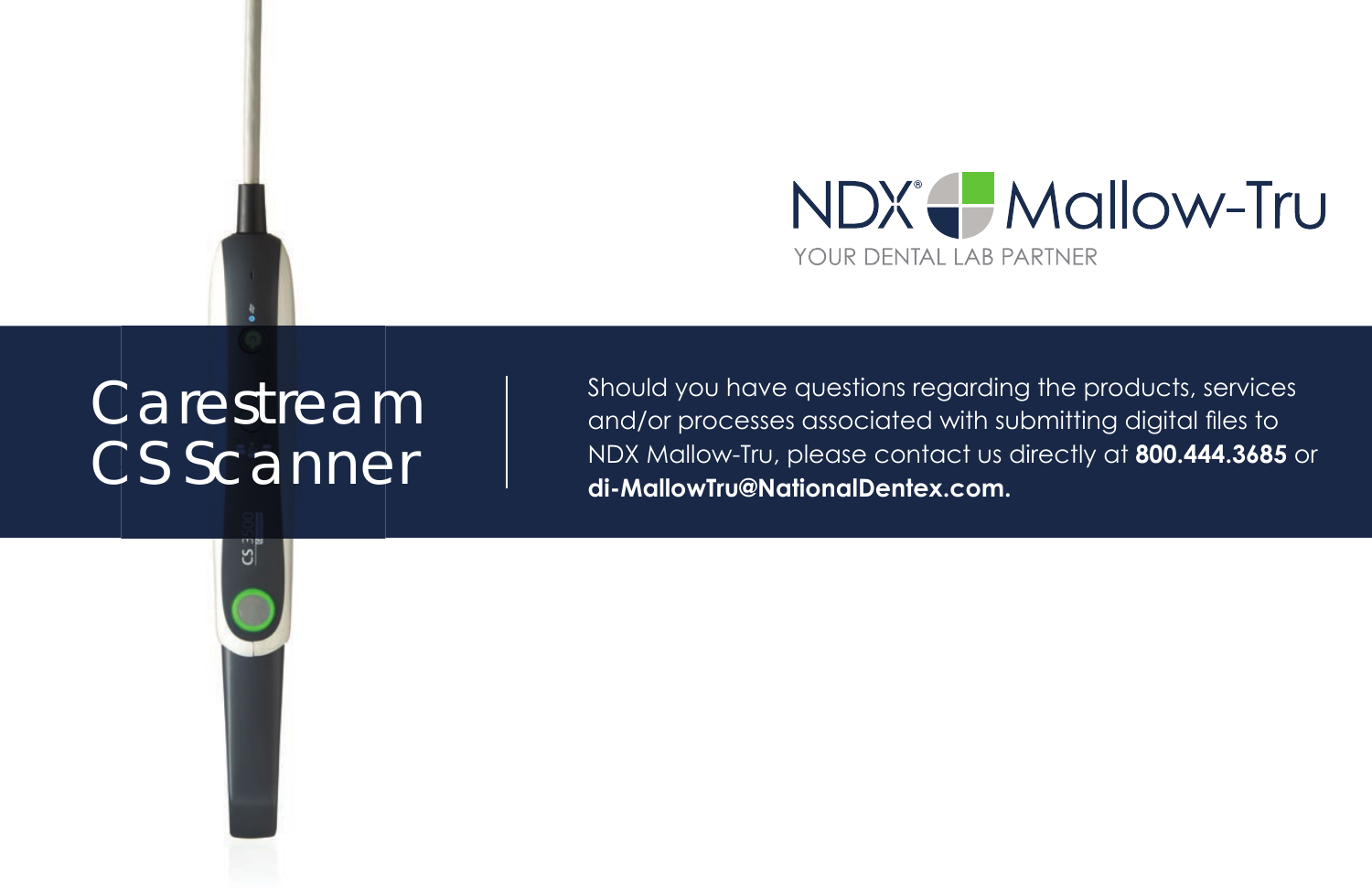NDX® Mallow-Tru

YOUR DENTAL LAB PARTNER

# Carestream CS Scanner

Should you have questions regarding the products, services and/or processes associated with submitting digital files to NDX Mallow-Tru, please contact us directly at **800.444.3685** or **di-MallowTru@NationalDentex.com.**